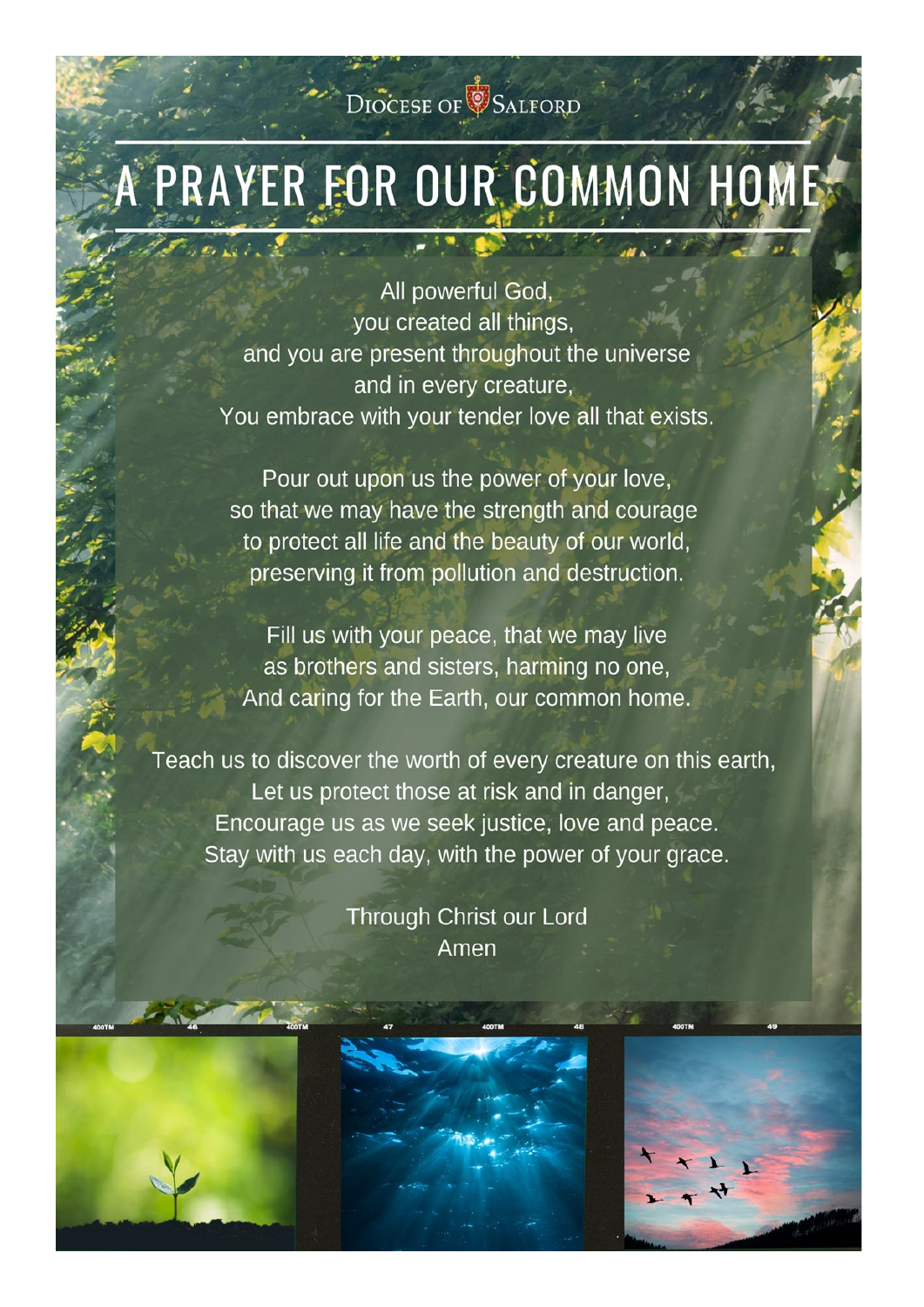Diocese of Salford

# A PRAYER FOR OUR COMMON HOME

All powerful God,
you created all things,
and you are present throughout the universe
and in every creature,
You embrace with your tender love all that exists.

Pour out upon us the power of your love,
so that we may have the strength and courage
to protect all life and the beauty of our world,
preserving it from pollution and destruction.

Fill us with your peace, that we may live
as brothers and sisters, harming no one,
And caring for the Earth, our common home.

Teach us to discover the worth of every creature on this earth,
Let us protect those at risk and in danger,
Encourage us as we seek justice, love and peace.
Stay with us each day, with the power of your grace.

Through Christ our Lord
Amen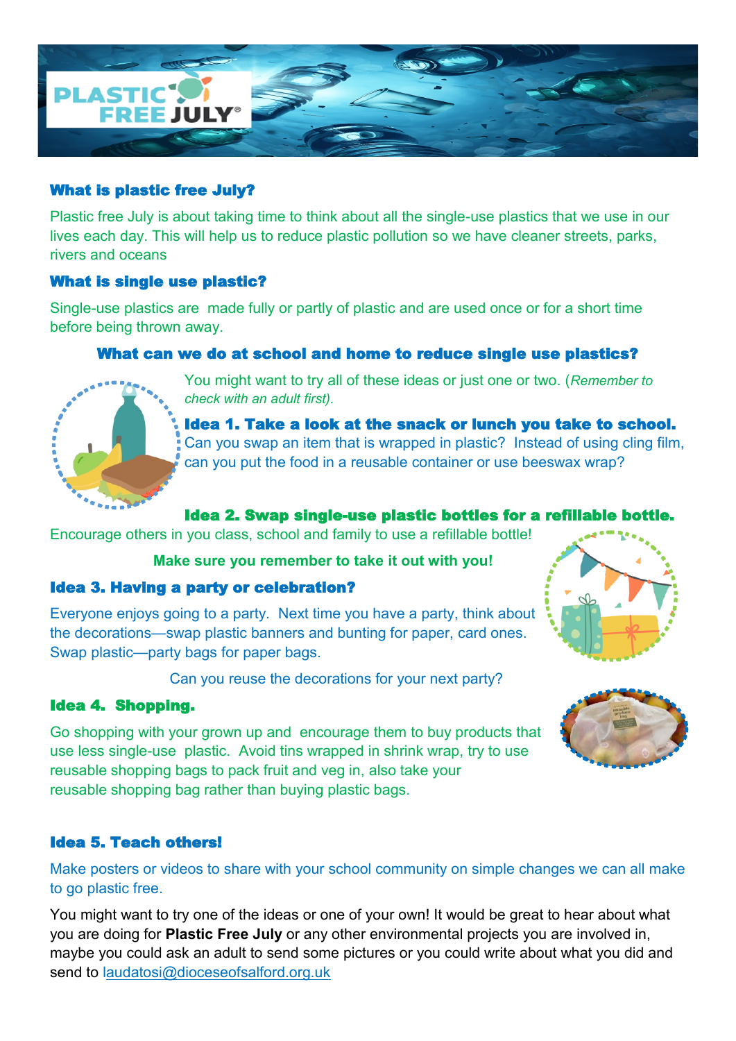## What is plastic free July?

Plastic free July is about taking time to think about all the single-use plastics that we use in our lives each day. This will help us to reduce plastic pollution so we have cleaner streets, parks, rivers and oceans

## What is single use plastic?

Single-use plastics are made fully or partly of plastic and are used once or for a short time before being thrown away.

## What can we do at school and home to reduce single use plastics?

You might want to try all of these ideas or just one or two. (*Remember to check with an adult first).*

### Idea 1. Take a look at the snack or lunch you take to school.

Can you swap an item that is wrapped in plastic? Instead of using cling film, can you put the food in a reusable container or use beeswax wrap?

### Idea 2. Swap single-use plastic bottles for a refillable bottle.

Encourage others in you class, school and family to use a refillable bottle!

**Make sure you remember to take it out with you!**

### Idea 3. Having a party or celebration?

Everyone enjoys going to a party. Next time you have a party, think about the decorations—swap plastic banners and bunting for paper, card ones. Swap plastic—party bags for paper bags.

Can you reuse the decorations for your next party?

### Idea 4. Shopping.

Go shopping with your grown up and encourage them to buy products that use less single-use plastic. Avoid tins wrapped in shrink wrap, try to use reusable shopping bags to pack fruit and veg in, also take your reusable shopping bag rather than buying plastic bags.

### Idea 5. Teach others!

Make posters or videos to share with your school community on simple changes we can all make to go plastic free.

You might want to try one of the ideas or one of your own! It would be great to hear about what you are doing for **Plastic Free July** or any other environmental projects you are involved in, maybe you could ask an adult to send some pictures or you could write about what you did and send to laudatosi@dioceseofsalford.org.uk